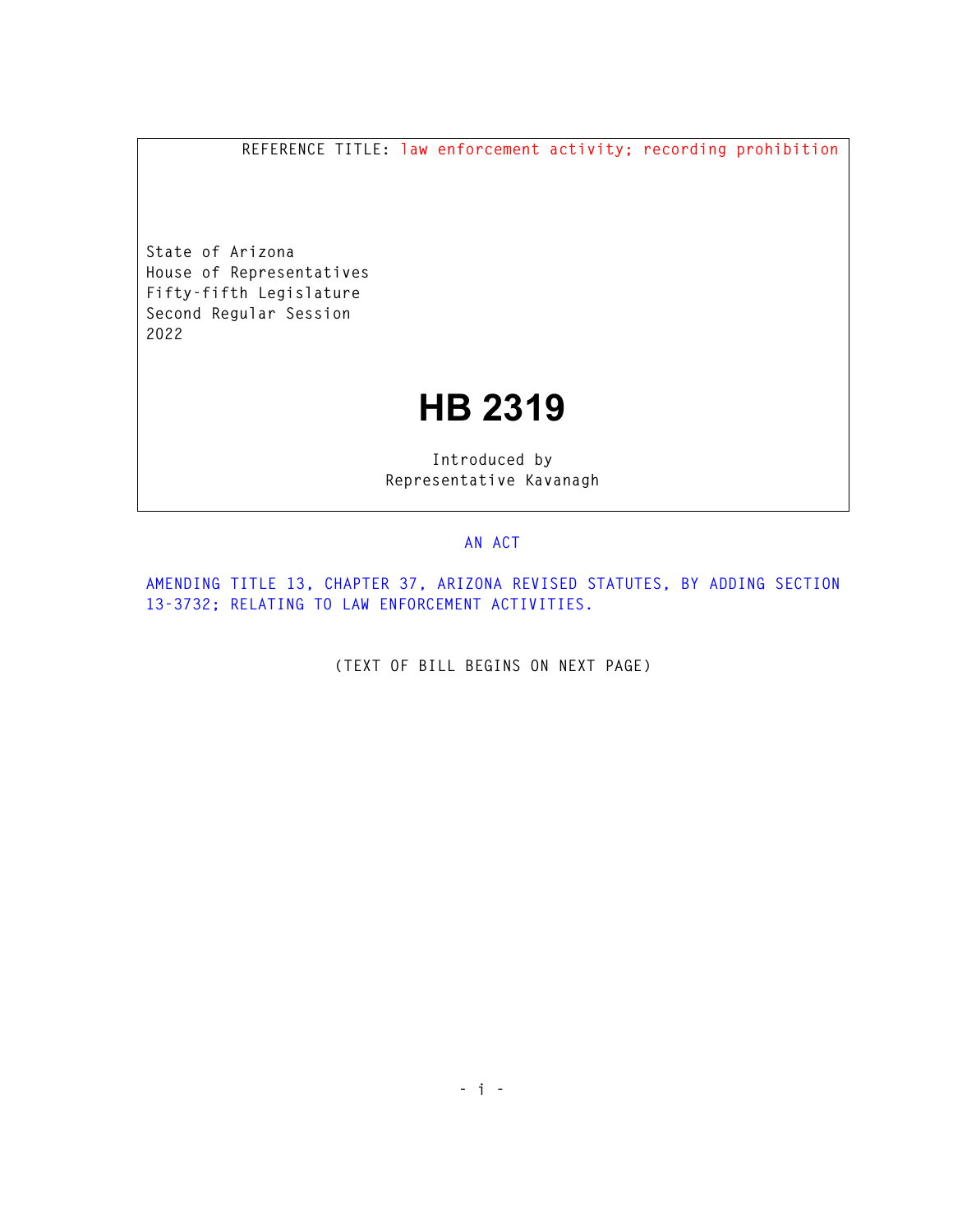REFERENCE TITLE: law enforcement activity; recording prohibition

State of Arizona
House of Representatives
Fifty-fifth Legislature
Second Regular Session
2022

# HB 2319

Introduced by
Representative Kavanagh

AN ACT

AMENDING TITLE 13, CHAPTER 37, ARIZONA REVISED STATUTES, BY ADDING SECTION 13-3732; RELATING TO LAW ENFORCEMENT ACTIVITIES.

(TEXT OF BILL BEGINS ON NEXT PAGE)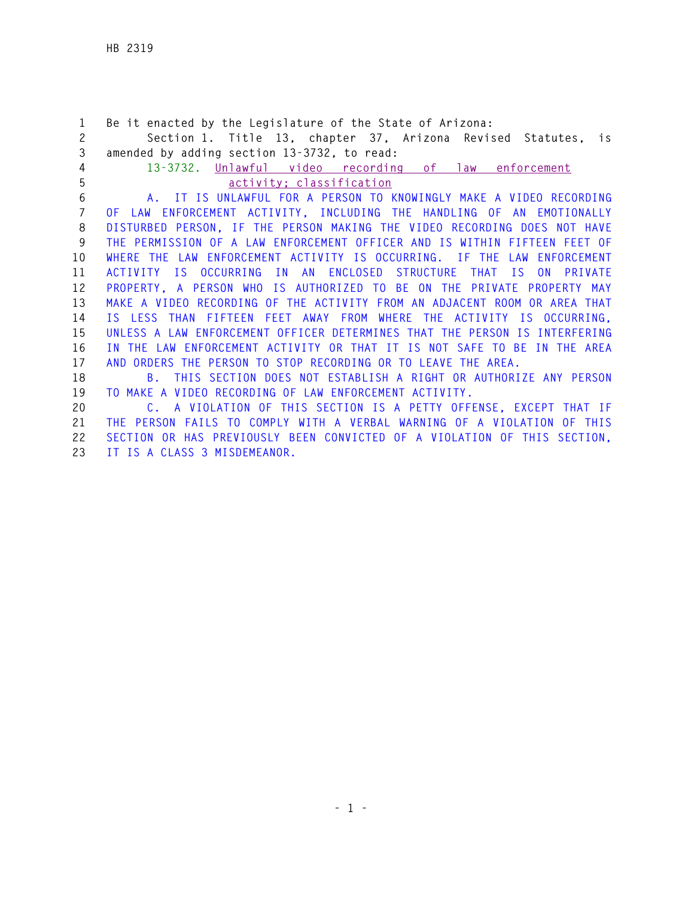Be it enacted by the Legislature of the State of Arizona:

Section 1. Title 13, chapter 37, Arizona Revised Statutes, is amended by adding section 13-3732, to read:

13-3732. Unlawful video recording of law enforcement activity; classification

A. IT IS UNLAWFUL FOR A PERSON TO KNOWINGLY MAKE A VIDEO RECORDING OF LAW ENFORCEMENT ACTIVITY, INCLUDING THE HANDLING OF AN EMOTIONALLY DISTURBED PERSON, IF THE PERSON MAKING THE VIDEO RECORDING DOES NOT HAVE THE PERMISSION OF A LAW ENFORCEMENT OFFICER AND IS WITHIN FIFTEEN FEET OF WHERE THE LAW ENFORCEMENT ACTIVITY IS OCCURRING. IF THE LAW ENFORCEMENT ACTIVITY IS OCCURRING IN AN ENCLOSED STRUCTURE THAT IS ON PRIVATE PROPERTY, A PERSON WHO IS AUTHORIZED TO BE ON THE PRIVATE PROPERTY MAY MAKE A VIDEO RECORDING OF THE ACTIVITY FROM AN ADJACENT ROOM OR AREA THAT IS LESS THAN FIFTEEN FEET AWAY FROM WHERE THE ACTIVITY IS OCCURRING, UNLESS A LAW ENFORCEMENT OFFICER DETERMINES THAT THE PERSON IS INTERFERING IN THE LAW ENFORCEMENT ACTIVITY OR THAT IT IS NOT SAFE TO BE IN THE AREA AND ORDERS THE PERSON TO STOP RECORDING OR TO LEAVE THE AREA.

B. THIS SECTION DOES NOT ESTABLISH A RIGHT OR AUTHORIZE ANY PERSON TO MAKE A VIDEO RECORDING OF LAW ENFORCEMENT ACTIVITY.

C. A VIOLATION OF THIS SECTION IS A PETTY OFFENSE, EXCEPT THAT IF THE PERSON FAILS TO COMPLY WITH A VERBAL WARNING OF A VIOLATION OF THIS SECTION OR HAS PREVIOUSLY BEEN CONVICTED OF A VIOLATION OF THIS SECTION, IT IS A CLASS 3 MISDEMEANOR.